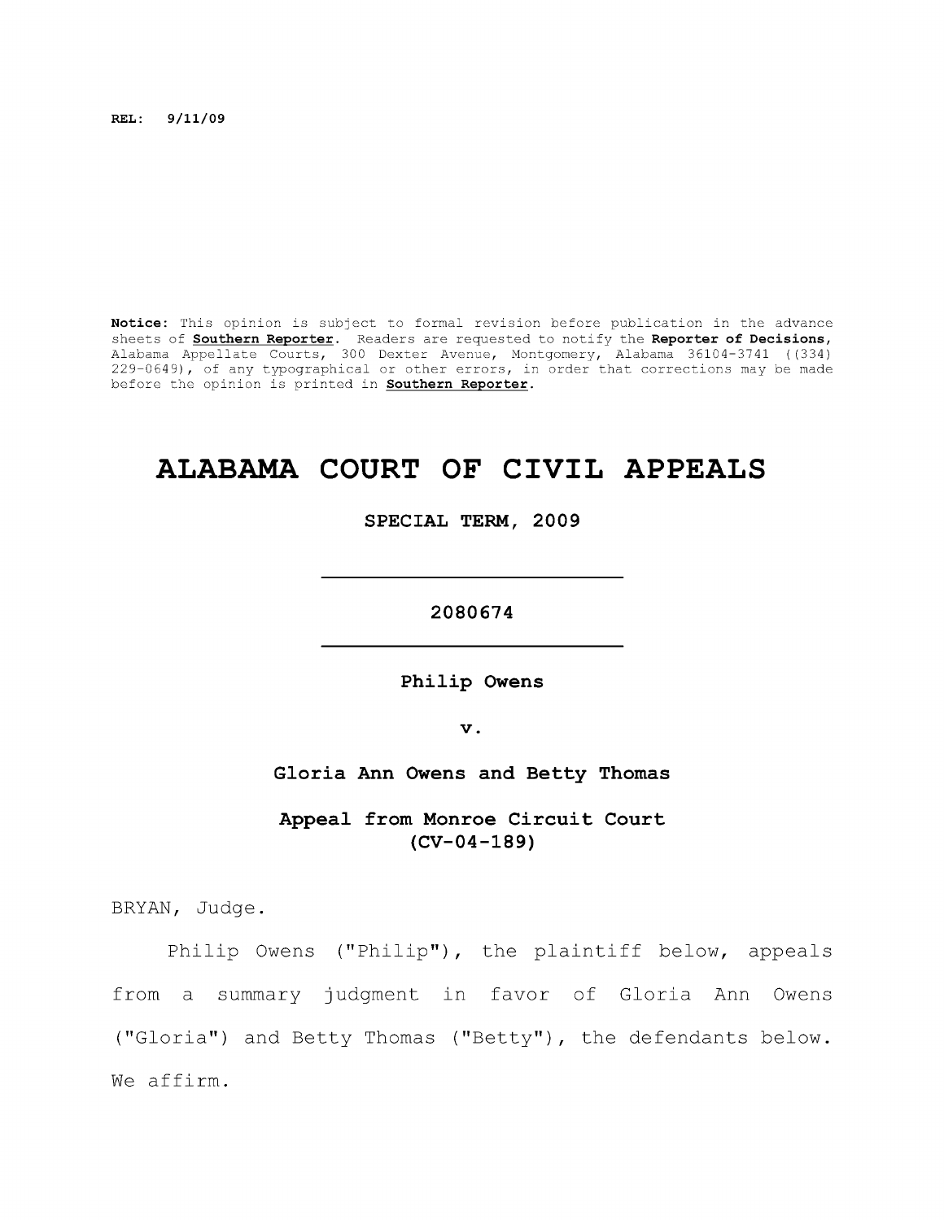**REL: 9/11/09**

**Notice:** This opinion is subject to formal revision before publication in the advance sheets of **Southern Reporter**. Readers are requested to notify the **Reporter of Decisions**, Alabama Appellate Courts, 300 Dexter Avenue, Montgomery, Alabama 36104-3741 ((334) 229-0649), of any typographical or other errors, in order that corrections may be made before the opinion is printed in **Southern Reporter**.

# ALABAMA COURT OF CIVIL APPEALS

**SPECIAL TERM, 2009**

---

**2080674**

---

**Philip Owens**

**v.**

**Gloria Ann Owens and Betty Thomas**

**Appeal from Monroe Circuit Court**
**(CV-04-189)**

BRYAN, Judge.

Philip Owens ("Philip"), the plaintiff below, appeals from a summary judgment in favor of Gloria Ann Owens ("Gloria") and Betty Thomas ("Betty"), the defendants below. We affirm.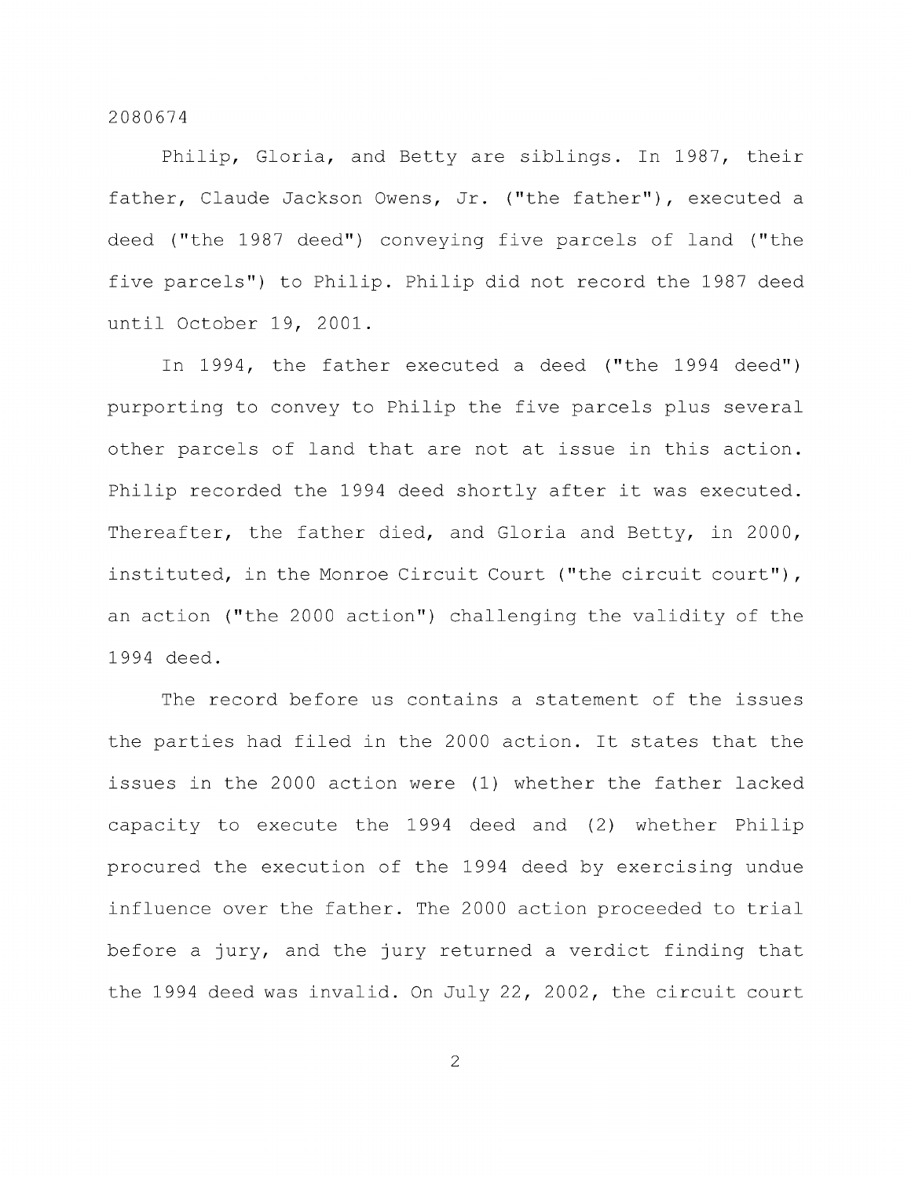Philip, Gloria, and Betty are siblings. In 1987, their father, Claude Jackson Owens, Jr. ("the father"), executed a deed ("the 1987 deed") conveying five parcels of land ("the five parcels") to Philip. Philip did not record the 1987 deed until October 19, 2001.

In 1994, the father executed a deed ("the 1994 deed") purporting to convey to Philip the five parcels plus several other parcels of land that are not at issue in this action. Philip recorded the 1994 deed shortly after it was executed. Thereafter, the father died, and Gloria and Betty, in 2000, instituted, in the Monroe Circuit Court ("the circuit court"), an action ("the 2000 action") challenging the validity of the 1994 deed.

The record before us contains a statement of the issues the parties had filed in the 2000 action. It states that the issues in the 2000 action were (1) whether the father lacked capacity to execute the 1994 deed and (2) whether Philip procured the execution of the 1994 deed by exercising undue influence over the father. The 2000 action proceeded to trial before a jury, and the jury returned a verdict finding that the 1994 deed was invalid. On July 22, 2002, the circuit court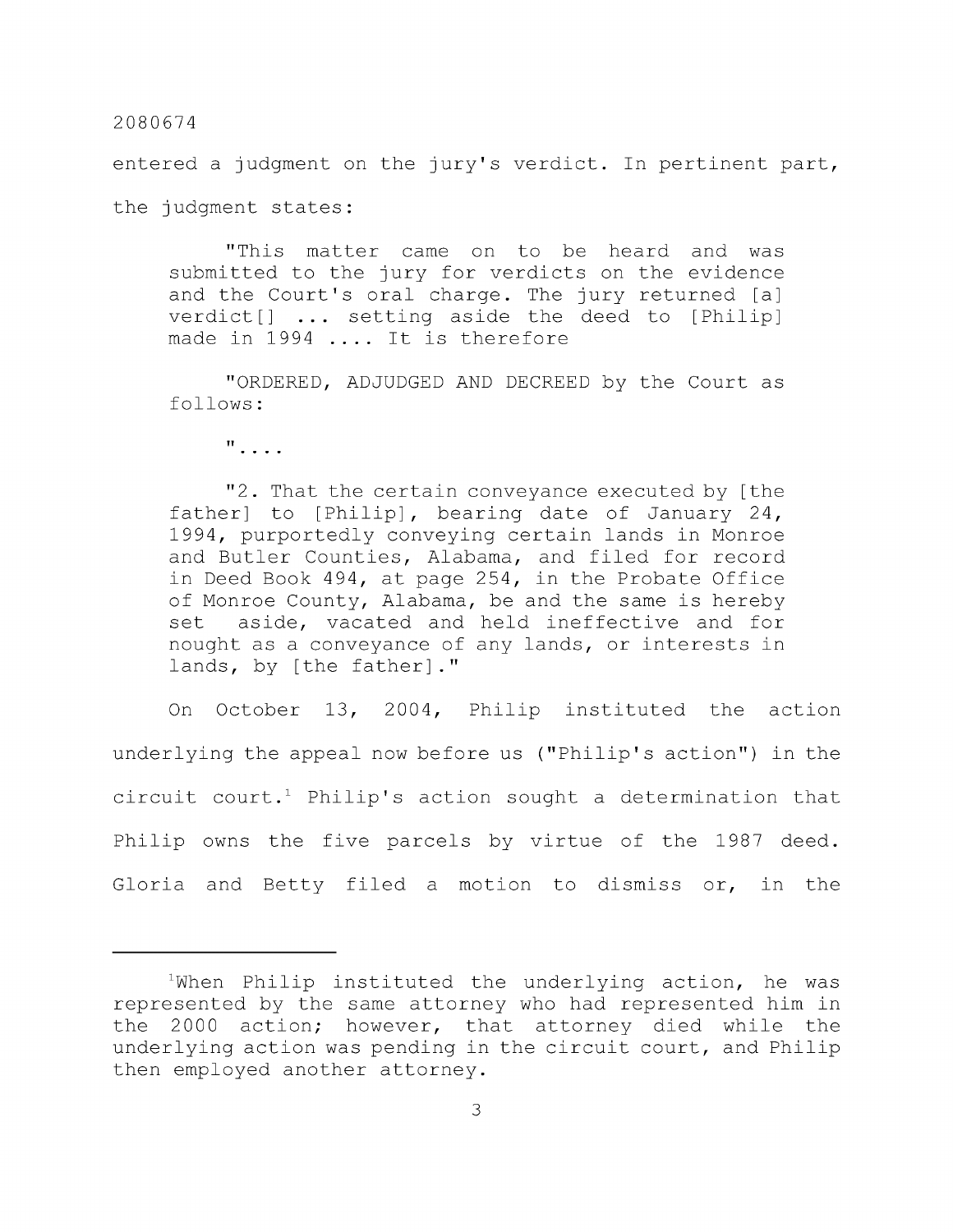entered a judgment on the jury's verdict. In pertinent part, the judgment states:

> "This matter came on to be heard and was submitted to the jury for verdicts on the evidence and the Court's oral charge. The jury returned [a] verdict[] ... setting aside the deed to [Philip] made in 1994 .... It is therefore
>
> "ORDERED, ADJUDGED AND DECREED by the Court as follows:
>
> "....
>
> "2. That the certain conveyance executed by [the father] to [Philip], bearing date of January 24, 1994, purportedly conveying certain lands in Monroe and Butler Counties, Alabama, and filed for record in Deed Book 494, at page 254, in the Probate Office of Monroe County, Alabama, be and the same is hereby set aside, vacated and held ineffective and for nought as a conveyance of any lands, or interests in lands, by [the father]."

On October 13, 2004, Philip instituted the action underlying the appeal now before us ("Philip's action") in the circuit court.[1] Philip's action sought a determination that Philip owns the five parcels by virtue of the 1987 deed. Gloria and Betty filed a motion to dismiss or, in the

---

[1]When Philip instituted the underlying action, he was represented by the same attorney who had represented him in the 2000 action; however, that attorney died while the underlying action was pending in the circuit court, and Philip then employed another attorney.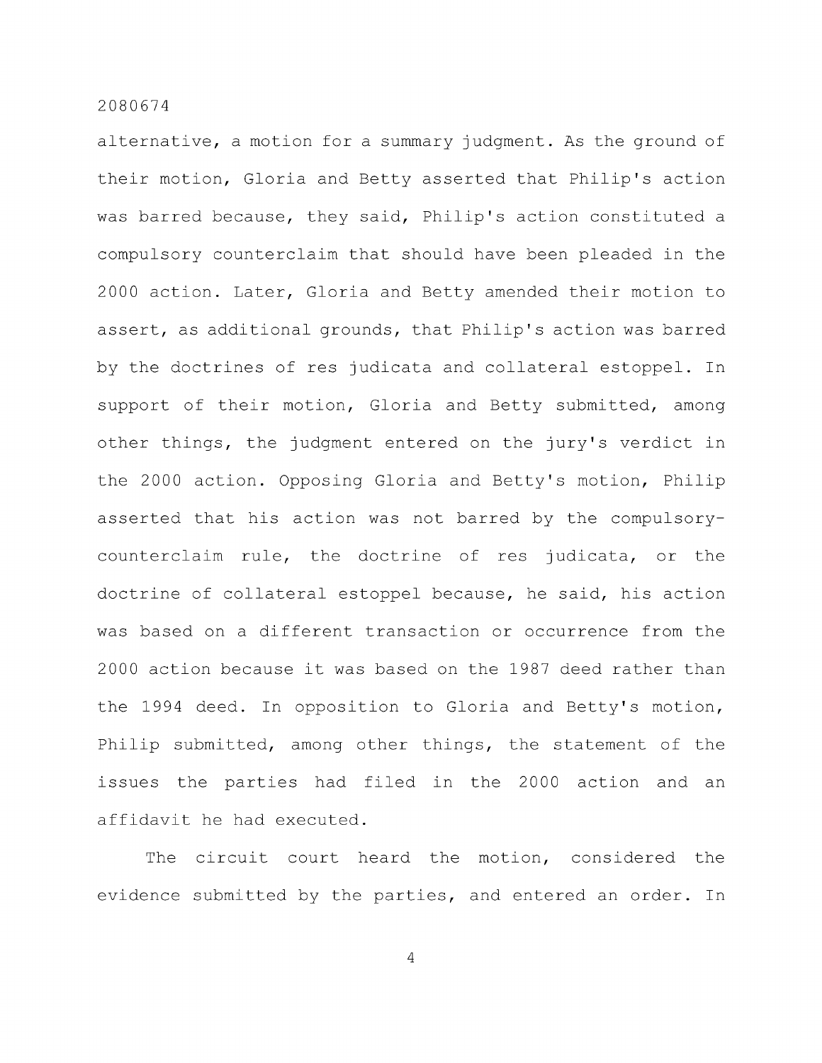alternative, a motion for a summary judgment. As the ground of their motion, Gloria and Betty asserted that Philip's action was barred because, they said, Philip's action constituted a compulsory counterclaim that should have been pleaded in the 2000 action. Later, Gloria and Betty amended their motion to assert, as additional grounds, that Philip's action was barred by the doctrines of res judicata and collateral estoppel. In support of their motion, Gloria and Betty submitted, among other things, the judgment entered on the jury's verdict in the 2000 action. Opposing Gloria and Betty's motion, Philip asserted that his action was not barred by the compulsory-counterclaim rule, the doctrine of res judicata, or the doctrine of collateral estoppel because, he said, his action was based on a different transaction or occurrence from the 2000 action because it was based on the 1987 deed rather than the 1994 deed. In opposition to Gloria and Betty's motion, Philip submitted, among other things, the statement of the issues the parties had filed in the 2000 action and an affidavit he had executed.

The circuit court heard the motion, considered the evidence submitted by the parties, and entered an order. In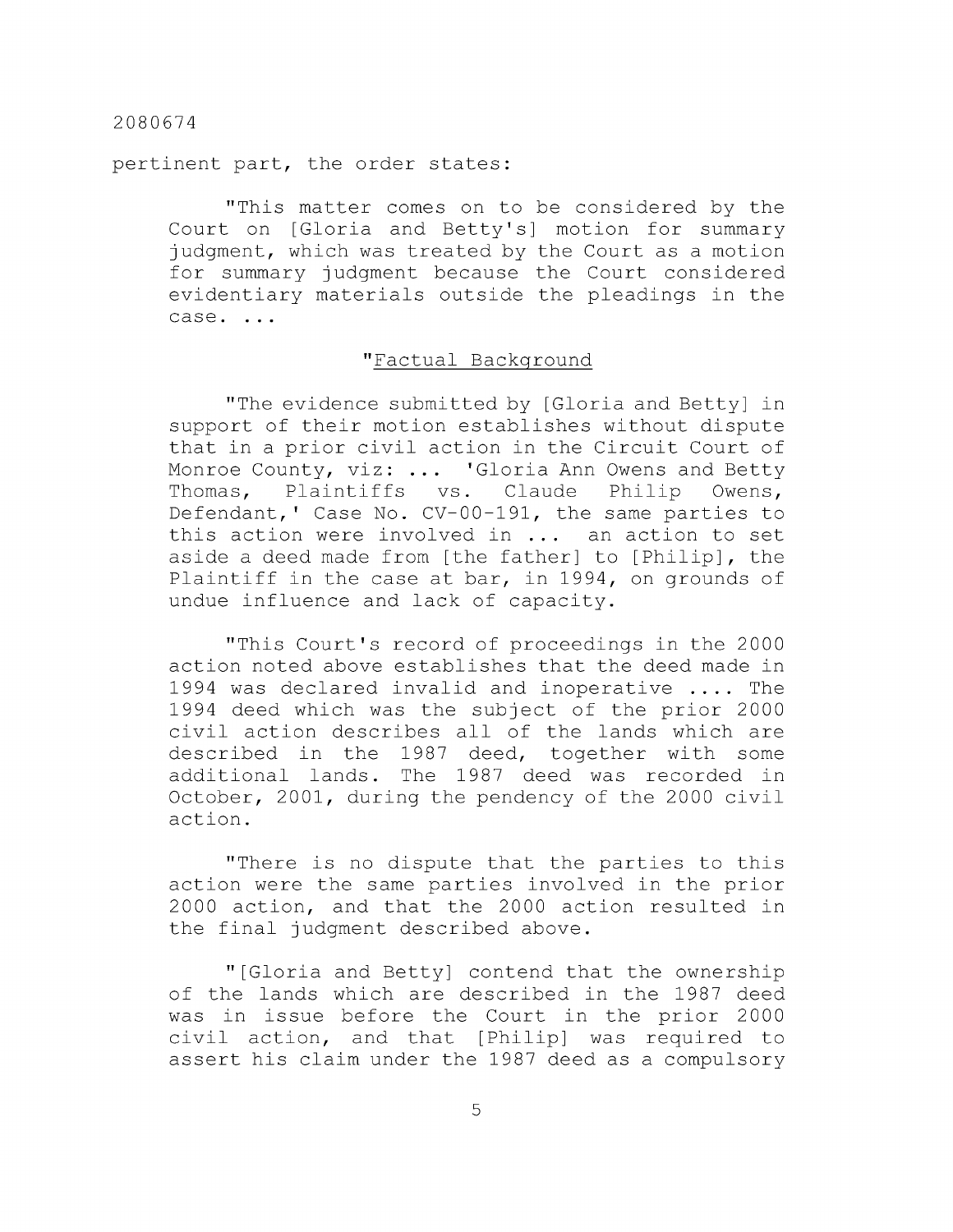pertinent part, the order states:

> "This matter comes on to be considered by the Court on [Gloria and Betty's] motion for summary judgment, which was treated by the Court as a motion for summary judgment because the Court considered evidentiary materials outside the pleadings in the case. ...
>
> "Factual Background
>
> "The evidence submitted by [Gloria and Betty] in support of their motion establishes without dispute that in a prior civil action in the Circuit Court of Monroe County, viz: ... 'Gloria Ann Owens and Betty Thomas, Plaintiffs vs. Claude Philip Owens, Defendant,' Case No. CV-00-191, the same parties to this action were involved in ... an action to set aside a deed made from [the father] to [Philip], the Plaintiff in the case at bar, in 1994, on grounds of undue influence and lack of capacity.
>
> "This Court's record of proceedings in the 2000 action noted above establishes that the deed made in 1994 was declared invalid and inoperative .... The 1994 deed which was the subject of the prior 2000 civil action describes all of the lands which are described in the 1987 deed, together with some additional lands. The 1987 deed was recorded in October, 2001, during the pendency of the 2000 civil action.
>
> "There is no dispute that the parties to this action were the same parties involved in the prior 2000 action, and that the 2000 action resulted in the final judgment described above.
>
> "[Gloria and Betty] contend that the ownership of the lands which are described in the 1987 deed was in issue before the Court in the prior 2000 civil action, and that [Philip] was required to assert his claim under the 1987 deed as a compulsory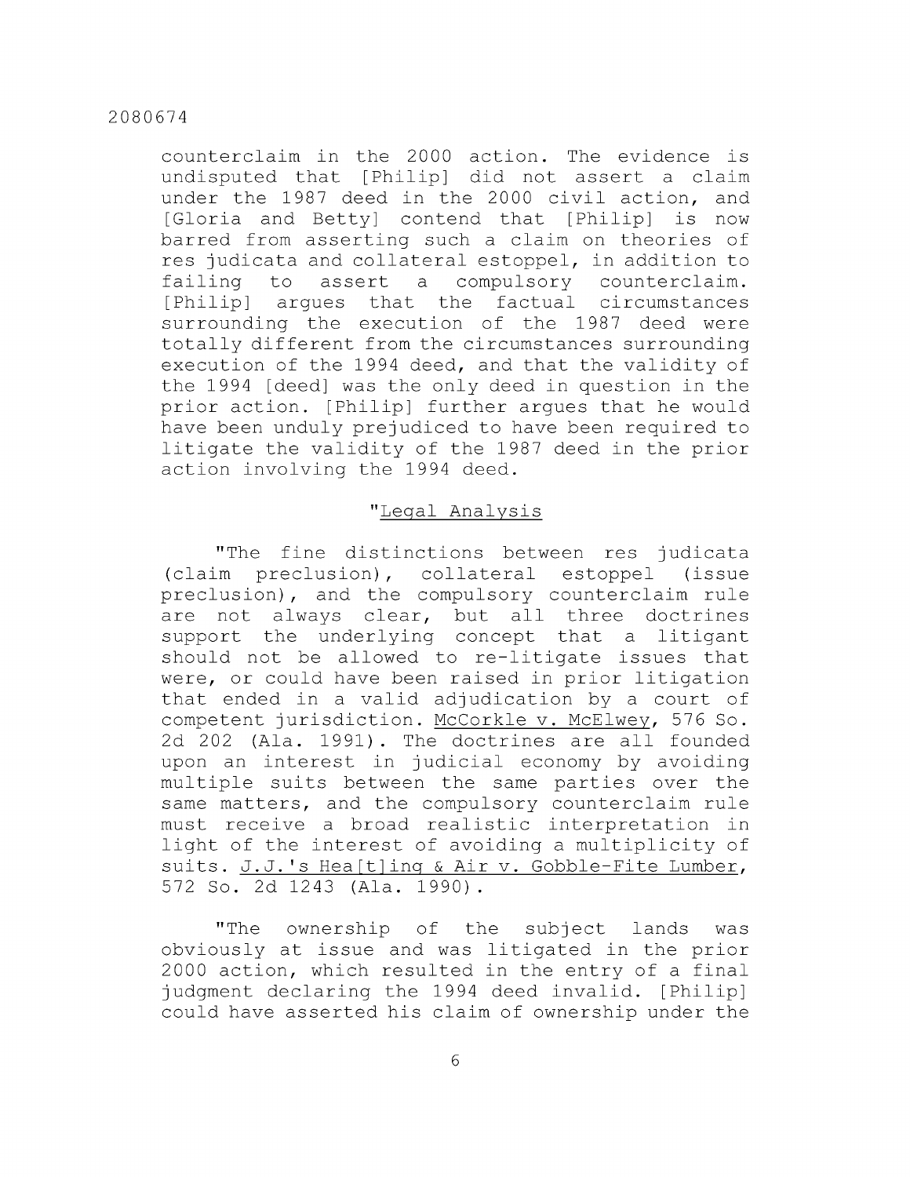counterclaim in the 2000 action. The evidence is undisputed that [Philip] did not assert a claim under the 1987 deed in the 2000 civil action, and [Gloria and Betty] contend that [Philip] is now barred from asserting such a claim on theories of res judicata and collateral estoppel, in addition to failing to assert a compulsory counterclaim. [Philip] argues that the factual circumstances surrounding the execution of the 1987 deed were totally different from the circumstances surrounding execution of the 1994 deed, and that the validity of the 1994 [deed] was the only deed in question in the prior action. [Philip] further argues that he would have been unduly prejudiced to have been required to litigate the validity of the 1987 deed in the prior action involving the 1994 deed.

"Legal Analysis

"The fine distinctions between res judicata (claim preclusion), collateral estoppel (issue preclusion), and the compulsory counterclaim rule are not always clear, but all three doctrines support the underlying concept that a litigant should not be allowed to re-litigate issues that were, or could have been raised in prior litigation that ended in a valid adjudication by a court of competent jurisdiction. McCorkle v. McElwey, 576 So. 2d 202 (Ala. 1991). The doctrines are all founded upon an interest in judicial economy by avoiding multiple suits between the same parties over the same matters, and the compulsory counterclaim rule must receive a broad realistic interpretation in light of the interest of avoiding a multiplicity of suits. J.J.'s Hea[t]ing & Air v. Gobble-Fite Lumber, 572 So. 2d 1243 (Ala. 1990).

"The ownership of the subject lands was obviously at issue and was litigated in the prior 2000 action, which resulted in the entry of a final judgment declaring the 1994 deed invalid. [Philip] could have asserted his claim of ownership under the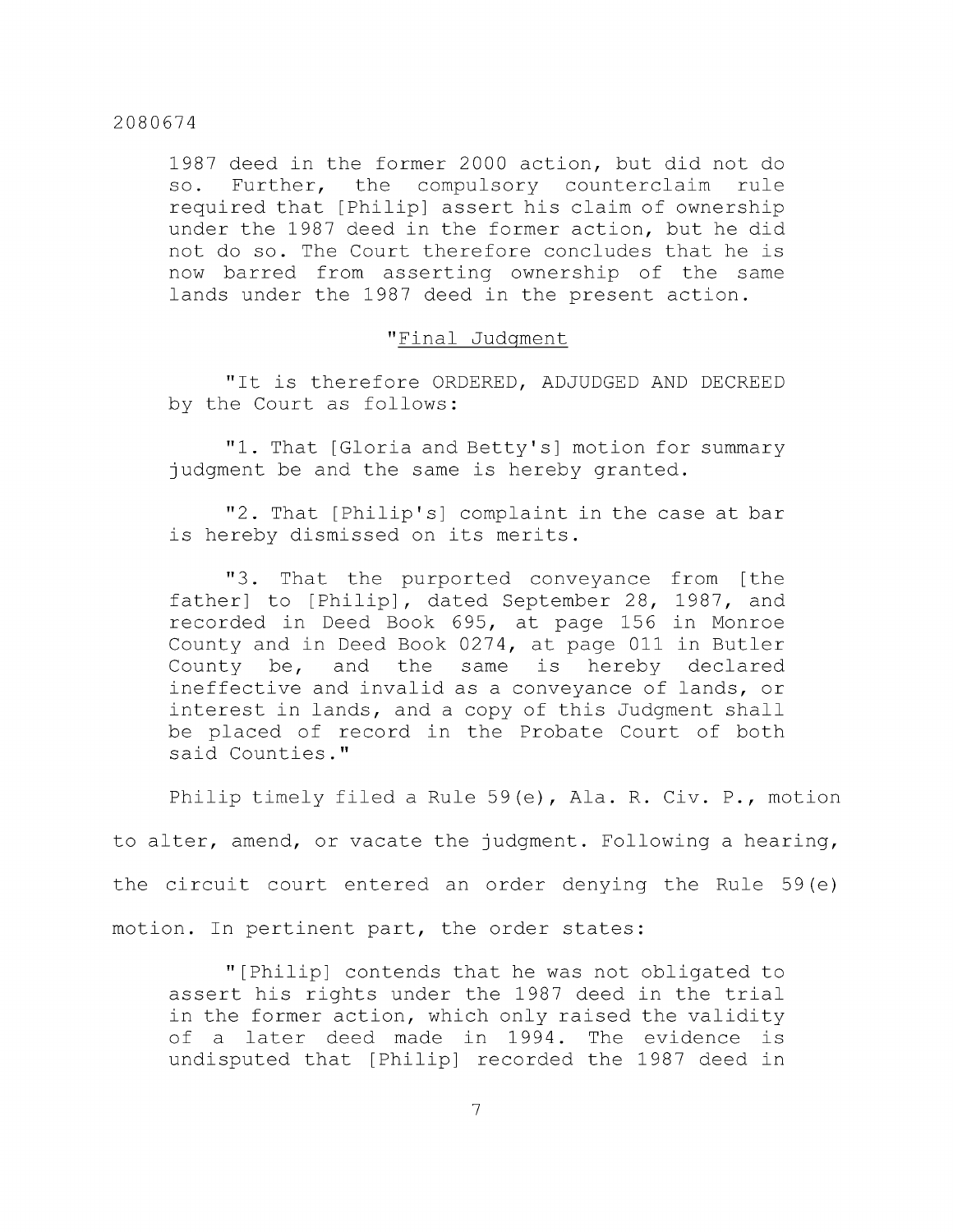> 1987 deed in the former 2000 action, but did not do so. Further, the compulsory counterclaim rule required that [Philip] assert his claim of ownership under the 1987 deed in the former action, but he did not do so. The Court therefore concludes that he is now barred from asserting ownership of the same lands under the 1987 deed in the present action.
>
> "Final Judgment
>
> "It is therefore ORDERED, ADJUDGED AND DECREED by the Court as follows:
>
> "1. That [Gloria and Betty's] motion for summary judgment be and the same is hereby granted.
>
> "2. That [Philip's] complaint in the case at bar is hereby dismissed on its merits.
>
> "3. That the purported conveyance from [the father] to [Philip], dated September 28, 1987, and recorded in Deed Book 695, at page 156 in Monroe County and in Deed Book 0274, at page 011 in Butler County be, and the same is hereby declared ineffective and invalid as a conveyance of lands, or interest in lands, and a copy of this Judgment shall be placed of record in the Probate Court of both said Counties."

Philip timely filed a Rule 59(e), Ala. R. Civ. P., motion to alter, amend, or vacate the judgment. Following a hearing, the circuit court entered an order denying the Rule 59(e) motion. In pertinent part, the order states:

> "[Philip] contends that he was not obligated to assert his rights under the 1987 deed in the trial in the former action, which only raised the validity of a later deed made in 1994. The evidence is undisputed that [Philip] recorded the 1987 deed in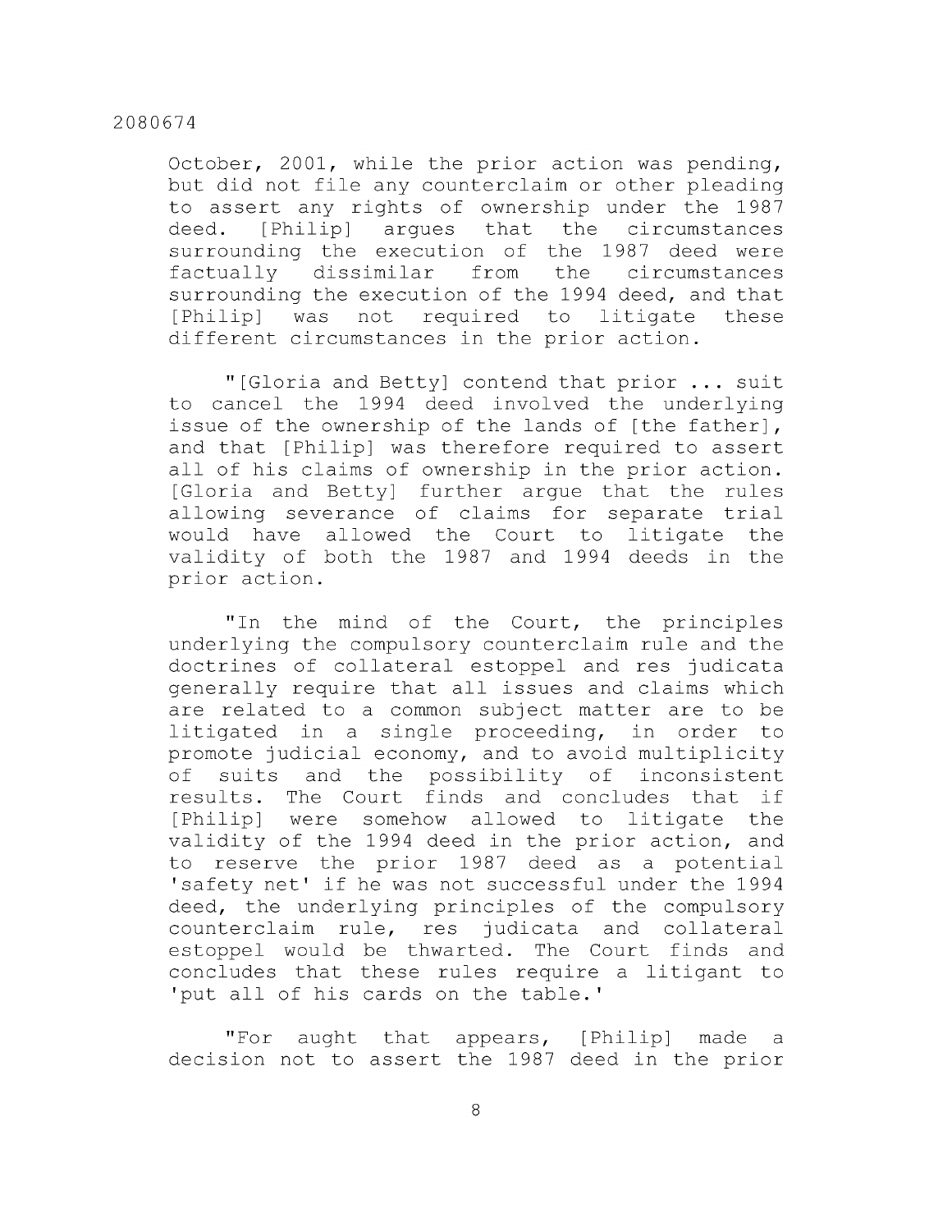October, 2001, while the prior action was pending, but did not file any counterclaim or other pleading to assert any rights of ownership under the 1987 deed. [Philip] argues that the circumstances surrounding the execution of the 1987 deed were factually dissimilar from the circumstances surrounding the execution of the 1994 deed, and that [Philip] was not required to litigate these different circumstances in the prior action.

"[Gloria and Betty] contend that prior ... suit to cancel the 1994 deed involved the underlying issue of the ownership of the lands of [the father], and that [Philip] was therefore required to assert all of his claims of ownership in the prior action. [Gloria and Betty] further argue that the rules allowing severance of claims for separate trial would have allowed the Court to litigate the validity of both the 1987 and 1994 deeds in the prior action.

"In the mind of the Court, the principles underlying the compulsory counterclaim rule and the doctrines of collateral estoppel and res judicata generally require that all issues and claims which are related to a common subject matter are to be litigated in a single proceeding, in order to promote judicial economy, and to avoid multiplicity of suits and the possibility of inconsistent results. The Court finds and concludes that if [Philip] were somehow allowed to litigate the validity of the 1994 deed in the prior action, and to reserve the prior 1987 deed as a potential 'safety net' if he was not successful under the 1994 deed, the underlying principles of the compulsory counterclaim rule, res judicata and collateral estoppel would be thwarted. The Court finds and concludes that these rules require a litigant to 'put all of his cards on the table.'

"For aught that appears, [Philip] made a decision not to assert the 1987 deed in the prior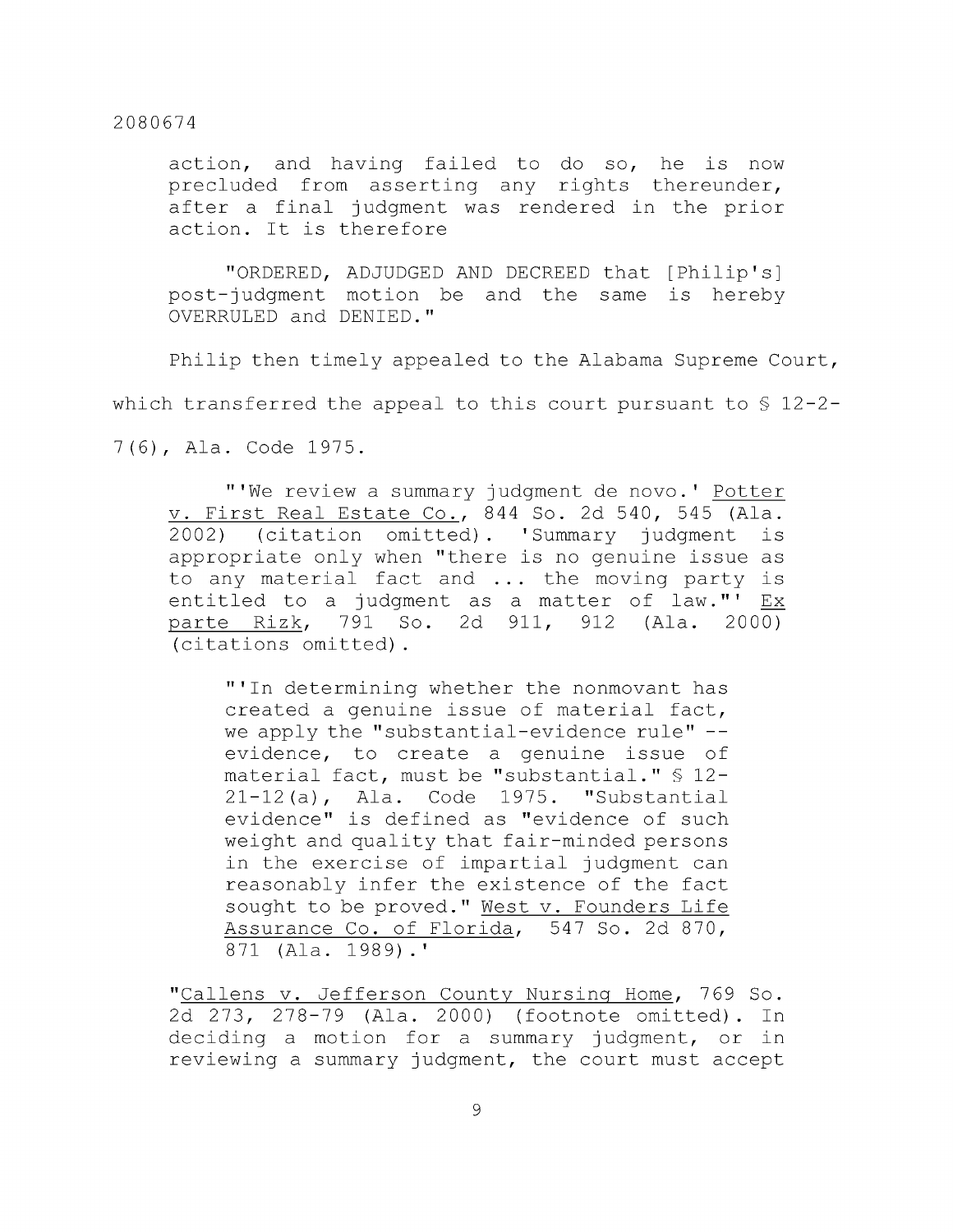action, and having failed to do so, he is now precluded from asserting any rights thereunder, after a final judgment was rendered in the prior action. It is therefore

> "ORDERED, ADJUDGED AND DECREED that [Philip's] post-judgment motion be and the same is hereby OVERRULED and DENIED."

Philip then timely appealed to the Alabama Supreme Court, which transferred the appeal to this court pursuant to § 12-2-7(6), Ala. Code 1975.

> "'We review a summary judgment de novo.' Potter v. First Real Estate Co., 844 So. 2d 540, 545 (Ala. 2002) (citation omitted). 'Summary judgment is appropriate only when "there is no genuine issue as to any material fact and ... the moving party is entitled to a judgment as a matter of law."' Ex parte Rizk, 791 So. 2d 911, 912 (Ala. 2000) (citations omitted).
>
> > "'In determining whether the nonmovant has created a genuine issue of material fact, we apply the "substantial-evidence rule" -- evidence, to create a genuine issue of material fact, must be "substantial." § 12-21-12(a), Ala. Code 1975. "Substantial evidence" is defined as "evidence of such weight and quality that fair-minded persons in the exercise of impartial judgment can reasonably infer the existence of the fact sought to be proved." West v. Founders Life Assurance Co. of Florida, 547 So. 2d 870, 871 (Ala. 1989).'
>
> "Callens v. Jefferson County Nursing Home, 769 So. 2d 273, 278-79 (Ala. 2000) (footnote omitted). In deciding a motion for a summary judgment, or in reviewing a summary judgment, the court must accept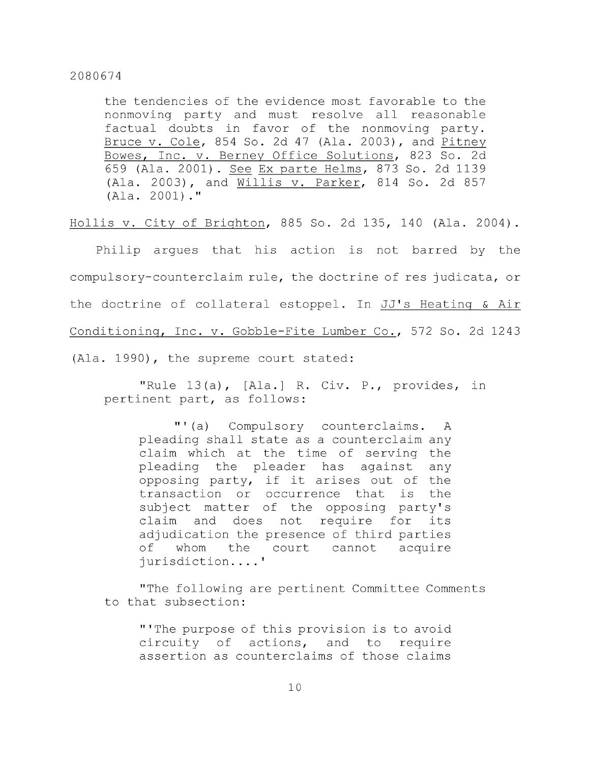> the tendencies of the evidence most favorable to the nonmoving party and must resolve all reasonable factual doubts in favor of the nonmoving party. Bruce v. Cole, 854 So. 2d 47 (Ala. 2003), and Pitney Bowes, Inc. v. Berney Office Solutions, 823 So. 2d 659 (Ala. 2001). See Ex parte Helms, 873 So. 2d 1139 (Ala. 2003), and Willis v. Parker, 814 So. 2d 857 (Ala. 2001)."

Hollis v. City of Brighton, 885 So. 2d 135, 140 (Ala. 2004).

Philip argues that his action is not barred by the compulsory-counterclaim rule, the doctrine of res judicata, or the doctrine of collateral estoppel. In JJ's Heating & Air Conditioning, Inc. v. Gobble-Fite Lumber Co., 572 So. 2d 1243 (Ala. 1990), the supreme court stated:

> "Rule 13(a), [Ala.] R. Civ. P., provides, in pertinent part, as follows:
>
> > "'(a) Compulsory counterclaims. A pleading shall state as a counterclaim any claim which at the time of serving the pleading the pleader has against any opposing party, if it arises out of the transaction or occurrence that is the subject matter of the opposing party's claim and does not require for its adjudication the presence of third parties of whom the court cannot acquire jurisdiction....'
>
> "The following are pertinent Committee Comments to that subsection:
>
> > "'The purpose of this provision is to avoid circuity of actions, and to require assertion as counterclaims of those claims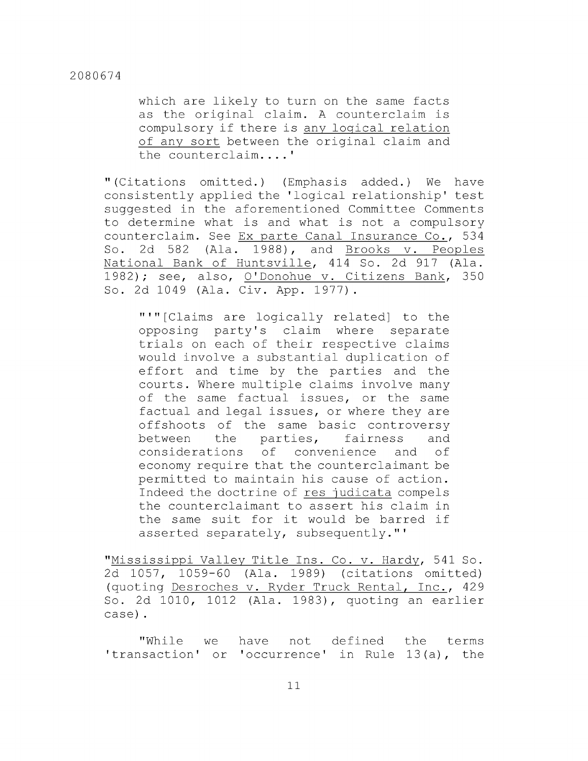> which are likely to turn on the same facts as the original claim. A counterclaim is compulsory if there is any logical relation of any sort between the original claim and the counterclaim....'

"(Citations omitted.) (Emphasis added.) We have consistently applied the 'logical relationship' test suggested in the aforementioned Committee Comments to determine what is and what is not a compulsory counterclaim. See Ex parte Canal Insurance Co., 534 So. 2d 582 (Ala. 1988), and Brooks v. Peoples National Bank of Huntsville, 414 So. 2d 917 (Ala. 1982); see, also, O'Donohue v. Citizens Bank, 350 So. 2d 1049 (Ala. Civ. App. 1977).

> "'"[Claims are logically related] to the opposing party's claim where separate trials on each of their respective claims would involve a substantial duplication of effort and time by the parties and the courts. Where multiple claims involve many of the same factual issues, or the same factual and legal issues, or where they are offshoots of the same basic controversy between the parties, fairness and considerations of convenience and of economy require that the counterclaimant be permitted to maintain his cause of action. Indeed the doctrine of res judicata compels the counterclaimant to assert his claim in the same suit for it would be barred if asserted separately, subsequently."'

"Mississippi Valley Title Ins. Co. v. Hardy, 541 So. 2d 1057, 1059-60 (Ala. 1989) (citations omitted) (quoting Desroches v. Ryder Truck Rental, Inc., 429 So. 2d 1010, 1012 (Ala. 1983), quoting an earlier case).

"While we have not defined the terms 'transaction' or 'occurrence' in Rule 13(a), the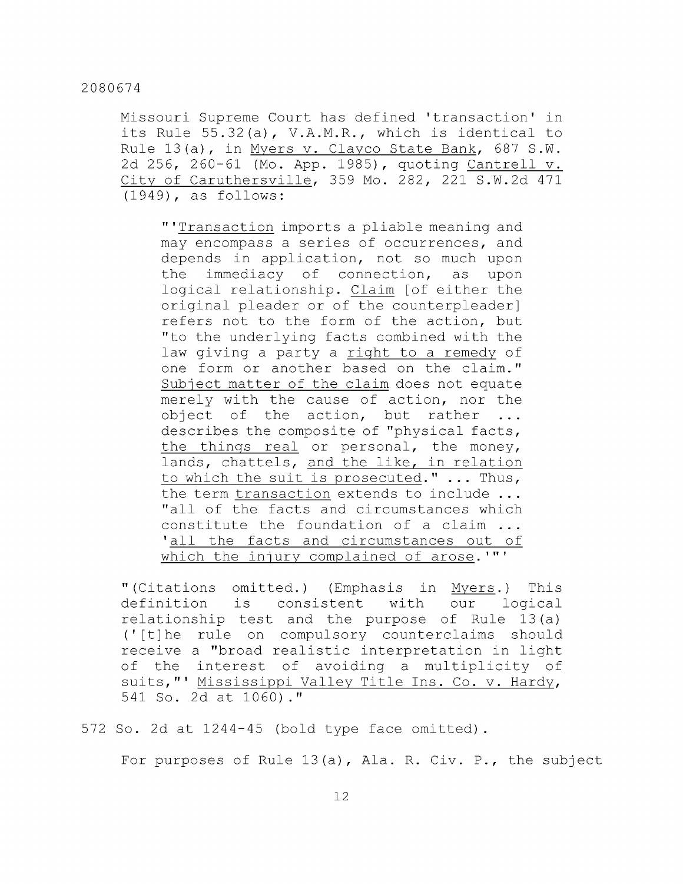Missouri Supreme Court has defined 'transaction' in its Rule 55.32(a), V.A.M.R., which is identical to Rule 13(a), in Myers v. Clayco State Bank, 687 S.W. 2d 256, 260-61 (Mo. App. 1985), quoting Cantrell v. City of Caruthersville, 359 Mo. 282, 221 S.W.2d 471 (1949), as follows:

> "'Transaction imports a pliable meaning and may encompass a series of occurrences, and depends in application, not so much upon the immediacy of connection, as upon logical relationship. Claim [of either the original pleader or of the counterpleader] refers not to the form of the action, but "to the underlying facts combined with the law giving a party a right to a remedy of one form or another based on the claim." Subject matter of the claim does not equate merely with the cause of action, nor the object of the action, but rather ... describes the composite of "physical facts, the things real or personal, the money, lands, chattels, and the like, in relation to which the suit is prosecuted." ... Thus, the term transaction extends to include ... "all of the facts and circumstances which constitute the foundation of a claim ... 'all the facts and circumstances out of which the injury complained of arose.'"'

"(Citations omitted.) (Emphasis in Myers.) This definition is consistent with our logical relationship test and the purpose of Rule 13(a) ('[t]he rule on compulsory counterclaims should receive a "broad realistic interpretation in light of the interest of avoiding a multiplicity of suits,"' Mississippi Valley Title Ins. Co. v. Hardy, 541 So. 2d at 1060)."

572 So. 2d at 1244-45 (bold type face omitted).

For purposes of Rule 13(a), Ala. R. Civ. P., the subject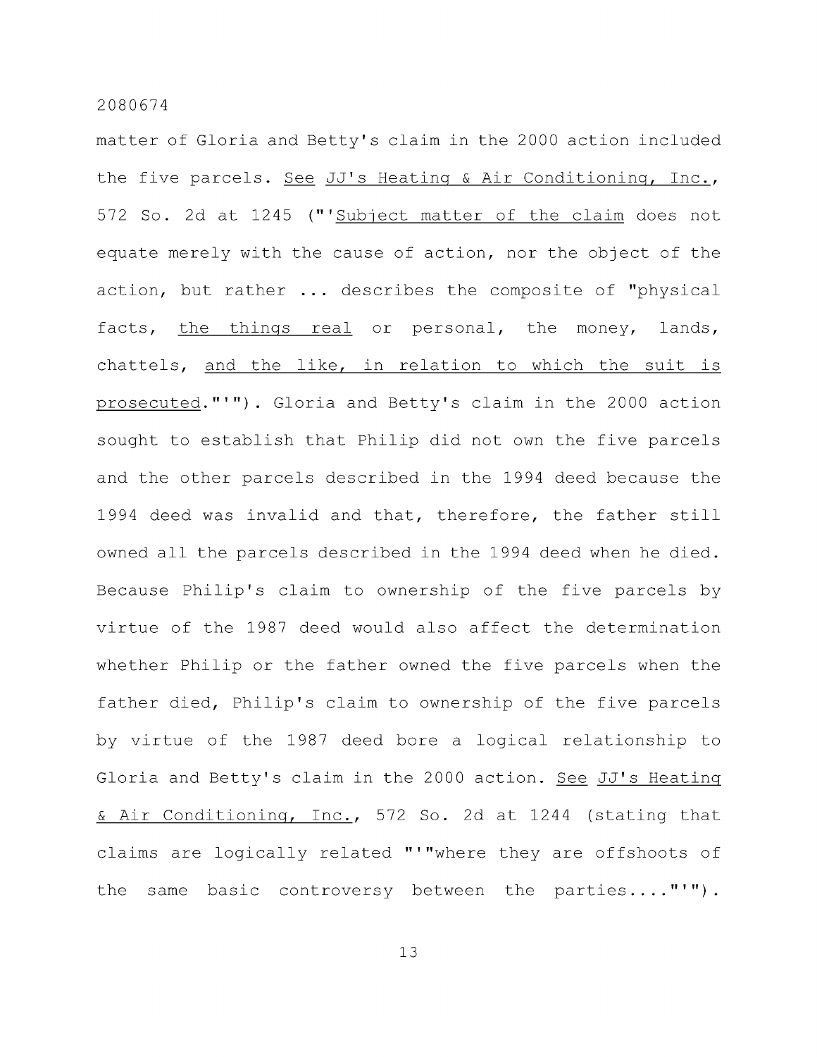matter of Gloria and Betty's claim in the 2000 action included the five parcels. *See* *JJ's Heating & Air Conditioning, Inc.*, 572 So. 2d at 1245 ("'*Subject matter of the claim* does not equate merely with the cause of action, nor the object of the action, but rather ... describes the composite of "physical facts, *the things real* or personal, the money, lands, chattels, *and the like, in relation to which the suit is prosecuted*."'"). Gloria and Betty's claim in the 2000 action sought to establish that Philip did not own the five parcels and the other parcels described in the 1994 deed because the 1994 deed was invalid and that, therefore, the father still owned all the parcels described in the 1994 deed when he died. Because Philip's claim to ownership of the five parcels by virtue of the 1987 deed would also affect the determination whether Philip or the father owned the five parcels when the father died, Philip's claim to ownership of the five parcels by virtue of the 1987 deed bore a logical relationship to Gloria and Betty's claim in the 2000 action. *See* *JJ's Heating & Air Conditioning, Inc.*, 572 So. 2d at 1244 (stating that claims are logically related "'"where they are offshoots of the same basic controversy between the parties...."'").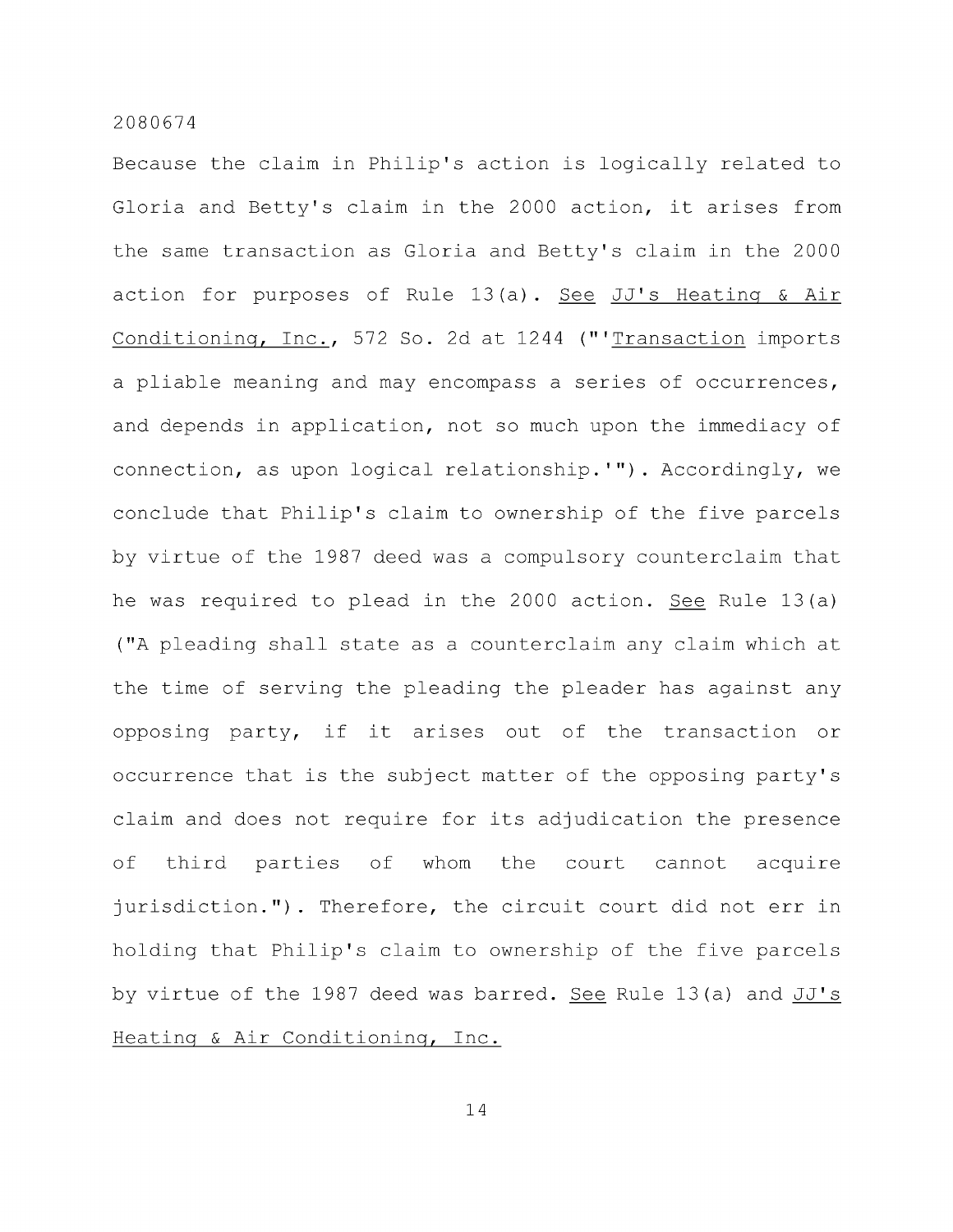Because the claim in Philip's action is logically related to Gloria and Betty's claim in the 2000 action, it arises from the same transaction as Gloria and Betty's claim in the 2000 action for purposes of Rule 13(a). See JJ's Heating & Air Conditioning, Inc., 572 So. 2d at 1244 ("'Transaction imports a pliable meaning and may encompass a series of occurrences, and depends in application, not so much upon the immediacy of connection, as upon logical relationship.'"). Accordingly, we conclude that Philip's claim to ownership of the five parcels by virtue of the 1987 deed was a compulsory counterclaim that he was required to plead in the 2000 action. See Rule 13(a) ("A pleading shall state as a counterclaim any claim which at the time of serving the pleading the pleader has against any opposing party, if it arises out of the transaction or occurrence that is the subject matter of the opposing party's claim and does not require for its adjudication the presence of third parties of whom the court cannot acquire jurisdiction."). Therefore, the circuit court did not err in holding that Philip's claim to ownership of the five parcels by virtue of the 1987 deed was barred. See Rule 13(a) and JJ's Heating & Air Conditioning, Inc.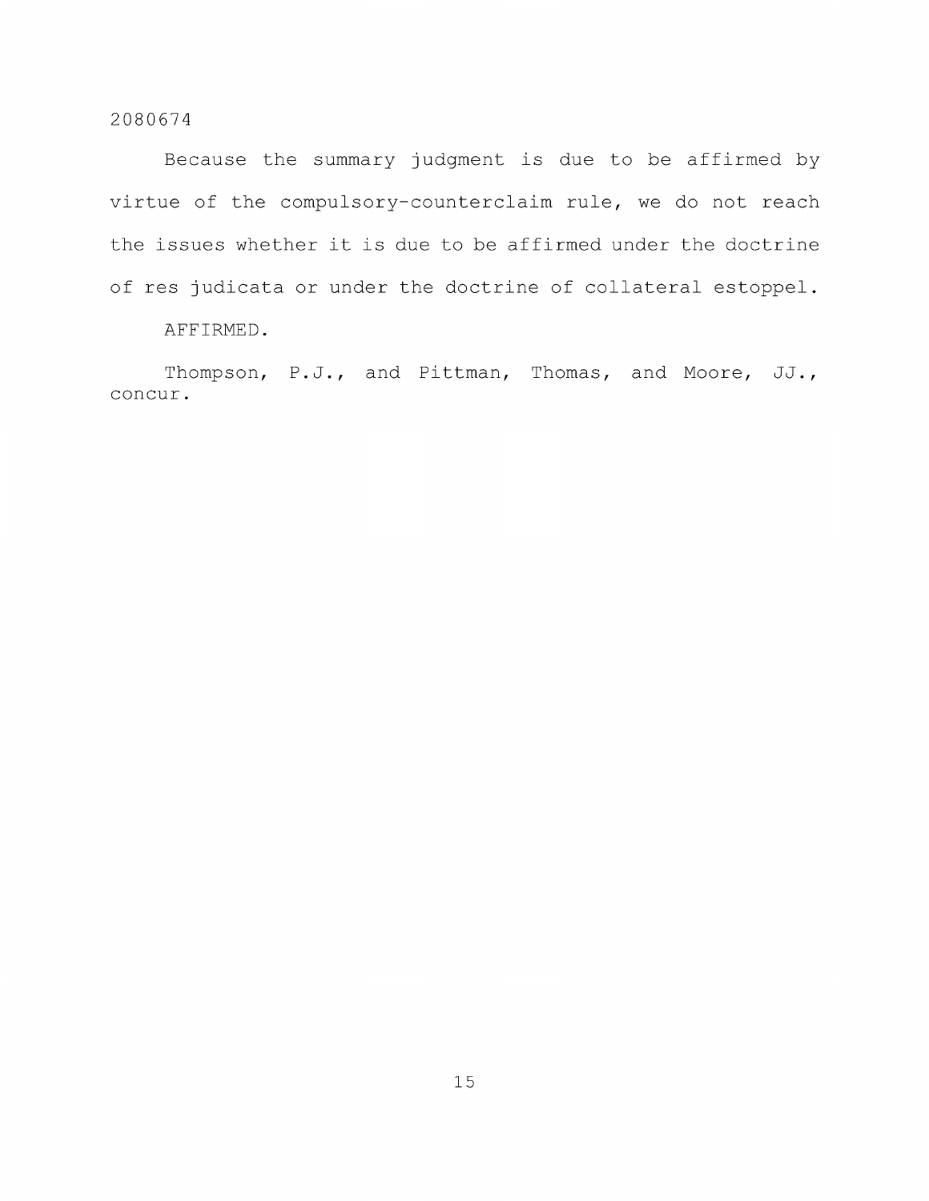Because the summary judgment is due to be affirmed by virtue of the compulsory-counterclaim rule, we do not reach the issues whether it is due to be affirmed under the doctrine of res judicata or under the doctrine of collateral estoppel.

AFFIRMED.

Thompson, P.J., and Pittman, Thomas, and Moore, JJ., concur.